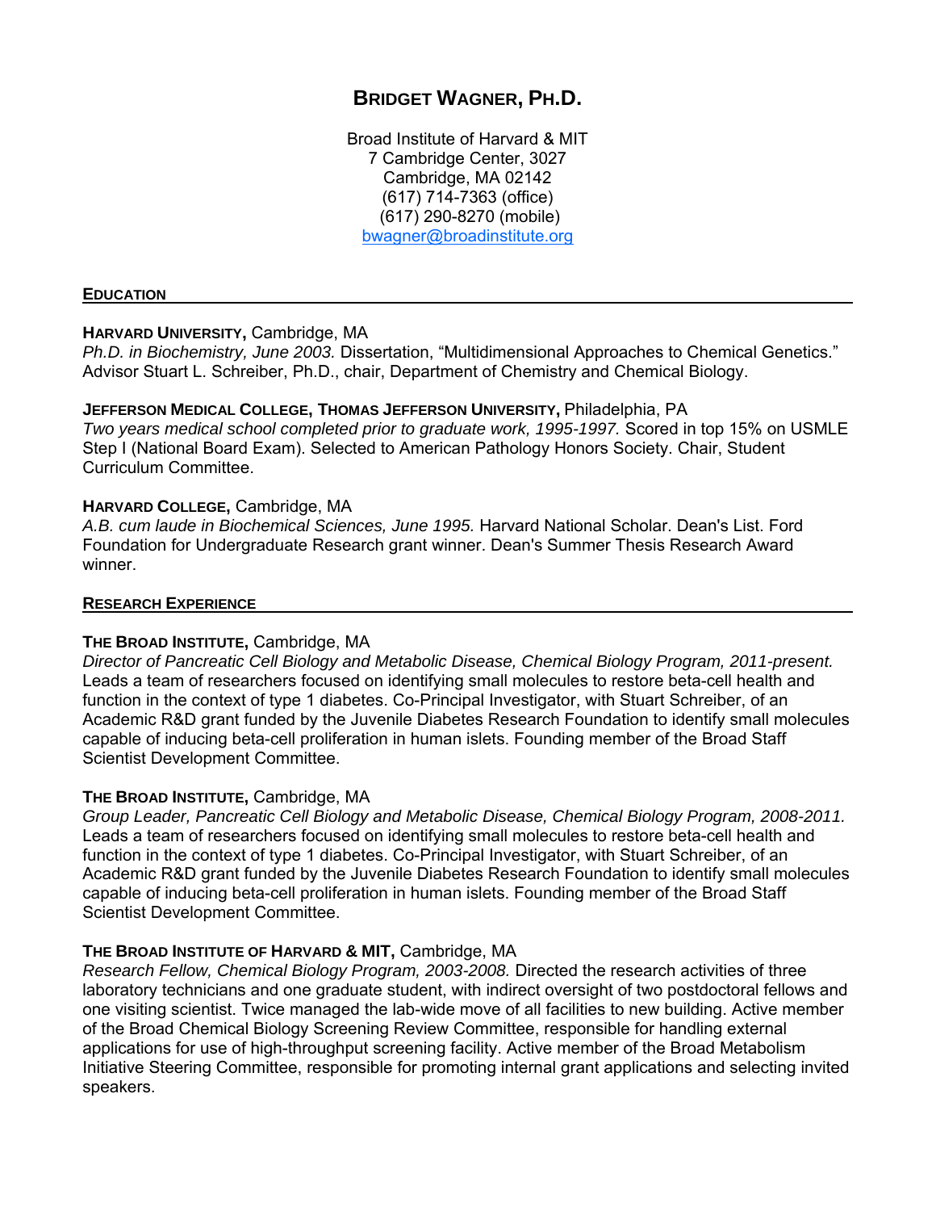# BRIDGET WAGNER, PH.D.

Broad Institute of Harvard & MIT
7 Cambridge Center, 3027
Cambridge, MA 02142
(617) 714-7363 (office)
(617) 290-8270 (mobile)
bwagner@broadinstitute.org

## EDUCATION

**HARVARD UNIVERSITY,** Cambridge, MA
*Ph.D. in Biochemistry, June 2003.* Dissertation, "Multidimensional Approaches to Chemical Genetics." Advisor Stuart L. Schreiber, Ph.D., chair, Department of Chemistry and Chemical Biology.

**JEFFERSON MEDICAL COLLEGE, THOMAS JEFFERSON UNIVERSITY,** Philadelphia, PA
*Two years medical school completed prior to graduate work, 1995-1997.* Scored in top 15% on USMLE Step I (National Board Exam). Selected to American Pathology Honors Society. Chair, Student Curriculum Committee.

**HARVARD COLLEGE,** Cambridge, MA
*A.B. cum laude in Biochemical Sciences, June 1995.* Harvard National Scholar. Dean's List. Ford Foundation for Undergraduate Research grant winner. Dean's Summer Thesis Research Award winner.

## RESEARCH EXPERIENCE

**THE BROAD INSTITUTE,** Cambridge, MA
*Director of Pancreatic Cell Biology and Metabolic Disease, Chemical Biology Program, 2011-present.* Leads a team of researchers focused on identifying small molecules to restore beta-cell health and function in the context of type 1 diabetes. Co-Principal Investigator, with Stuart Schreiber, of an Academic R&D grant funded by the Juvenile Diabetes Research Foundation to identify small molecules capable of inducing beta-cell proliferation in human islets. Founding member of the Broad Staff Scientist Development Committee.

**THE BROAD INSTITUTE,** Cambridge, MA
*Group Leader, Pancreatic Cell Biology and Metabolic Disease, Chemical Biology Program, 2008-2011.* Leads a team of researchers focused on identifying small molecules to restore beta-cell health and function in the context of type 1 diabetes. Co-Principal Investigator, with Stuart Schreiber, of an Academic R&D grant funded by the Juvenile Diabetes Research Foundation to identify small molecules capable of inducing beta-cell proliferation in human islets. Founding member of the Broad Staff Scientist Development Committee.

**THE BROAD INSTITUTE OF HARVARD & MIT,** Cambridge, MA
*Research Fellow, Chemical Biology Program, 2003-2008.* Directed the research activities of three laboratory technicians and one graduate student, with indirect oversight of two postdoctoral fellows and one visiting scientist. Twice managed the lab-wide move of all facilities to new building. Active member of the Broad Chemical Biology Screening Review Committee, responsible for handling external applications for use of high-throughput screening facility. Active member of the Broad Metabolism Initiative Steering Committee, responsible for promoting internal grant applications and selecting invited speakers.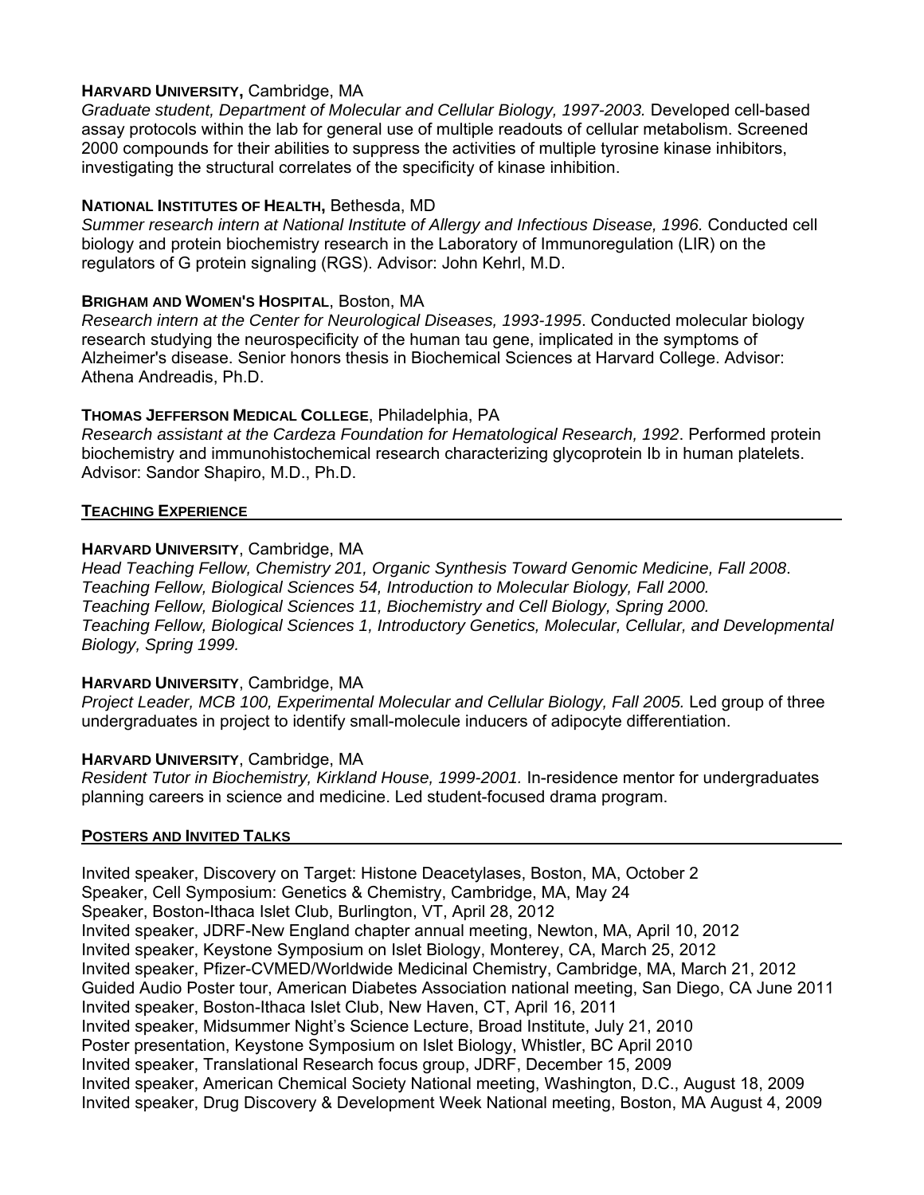**HARVARD UNIVERSITY,** Cambridge, MA
*Graduate student, Department of Molecular and Cellular Biology, 1997-2003.* Developed cell-based assay protocols within the lab for general use of multiple readouts of cellular metabolism. Screened 2000 compounds for their abilities to suppress the activities of multiple tyrosine kinase inhibitors, investigating the structural correlates of the specificity of kinase inhibition.

**NATIONAL INSTITUTES OF HEALTH,** Bethesda, MD
*Summer research intern at National Institute of Allergy and Infectious Disease, 1996.* Conducted cell biology and protein biochemistry research in the Laboratory of Immunoregulation (LIR) on the regulators of G protein signaling (RGS). Advisor: John Kehrl, M.D.

**BRIGHAM AND WOMEN'S HOSPITAL**, Boston, MA
*Research intern at the Center for Neurological Diseases, 1993-1995*. Conducted molecular biology research studying the neurospecificity of the human tau gene, implicated in the symptoms of Alzheimer's disease. Senior honors thesis in Biochemical Sciences at Harvard College. Advisor: Athena Andreadis, Ph.D.

**THOMAS JEFFERSON MEDICAL COLLEGE**, Philadelphia, PA
*Research assistant at the Cardeza Foundation for Hematological Research, 1992*. Performed protein biochemistry and immunohistochemical research characterizing glycoprotein Ib in human platelets. Advisor: Sandor Shapiro, M.D., Ph.D.

## TEACHING EXPERIENCE

**HARVARD UNIVERSITY**, Cambridge, MA
*Head Teaching Fellow, Chemistry 201, Organic Synthesis Toward Genomic Medicine, Fall 2008*.
*Teaching Fellow, Biological Sciences 54, Introduction to Molecular Biology, Fall 2000.*
*Teaching Fellow, Biological Sciences 11, Biochemistry and Cell Biology, Spring 2000.*
*Teaching Fellow, Biological Sciences 1, Introductory Genetics, Molecular, Cellular, and Developmental Biology, Spring 1999.*

**HARVARD UNIVERSITY**, Cambridge, MA
*Project Leader, MCB 100, Experimental Molecular and Cellular Biology, Fall 2005.* Led group of three undergraduates in project to identify small-molecule inducers of adipocyte differentiation.

**HARVARD UNIVERSITY**, Cambridge, MA
*Resident Tutor in Biochemistry, Kirkland House, 1999-2001.* In-residence mentor for undergraduates planning careers in science and medicine. Led student-focused drama program.

## POSTERS AND INVITED TALKS

Invited speaker, Discovery on Target: Histone Deacetylases, Boston, MA, October 2
Speaker, Cell Symposium: Genetics & Chemistry, Cambridge, MA, May 24
Speaker, Boston-Ithaca Islet Club, Burlington, VT, April 28, 2012
Invited speaker, JDRF-New England chapter annual meeting, Newton, MA, April 10, 2012
Invited speaker, Keystone Symposium on Islet Biology, Monterey, CA, March 25, 2012
Invited speaker, Pfizer-CVMED/Worldwide Medicinal Chemistry, Cambridge, MA, March 21, 2012
Guided Audio Poster tour, American Diabetes Association national meeting, San Diego, CA June 2011
Invited speaker, Boston-Ithaca Islet Club, New Haven, CT, April 16, 2011
Invited speaker, Midsummer Night's Science Lecture, Broad Institute, July 21, 2010
Poster presentation, Keystone Symposium on Islet Biology, Whistler, BC April 2010
Invited speaker, Translational Research focus group, JDRF, December 15, 2009
Invited speaker, American Chemical Society National meeting, Washington, D.C., August 18, 2009
Invited speaker, Drug Discovery & Development Week National meeting, Boston, MA August 4, 2009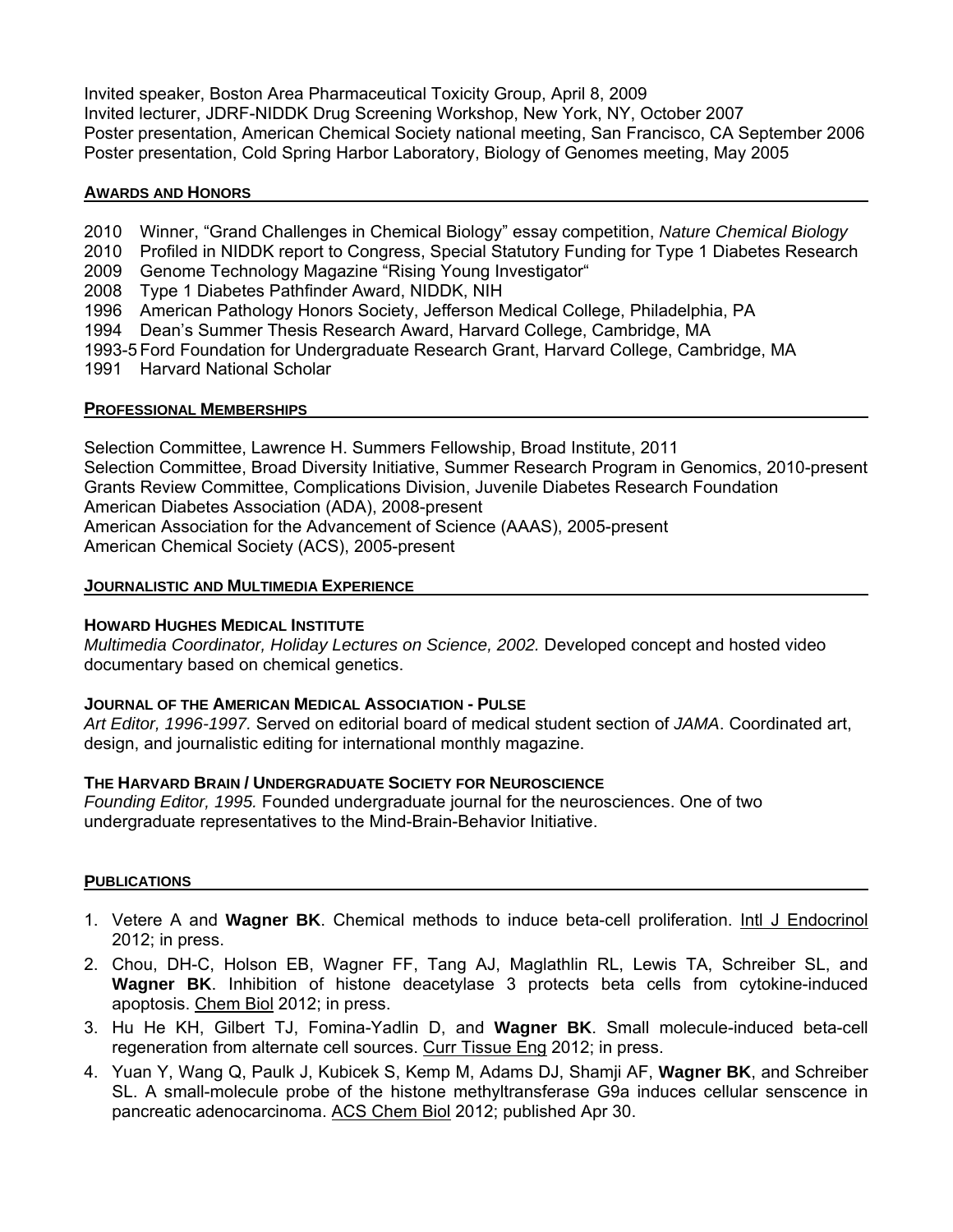Invited speaker, Boston Area Pharmaceutical Toxicity Group, April 8, 2009
Invited lecturer, JDRF-NIDDK Drug Screening Workshop, New York, NY, October 2007
Poster presentation, American Chemical Society national meeting, San Francisco, CA September 2006
Poster presentation, Cold Spring Harbor Laboratory, Biology of Genomes meeting, May 2005

## AWARDS AND HONORS

2010 Winner, "Grand Challenges in Chemical Biology" essay competition, *Nature Chemical Biology*
2010 Profiled in NIDDK report to Congress, Special Statutory Funding for Type 1 Diabetes Research
2009 Genome Technology Magazine "Rising Young Investigator"
2008 Type 1 Diabetes Pathfinder Award, NIDDK, NIH
1996 American Pathology Honors Society, Jefferson Medical College, Philadelphia, PA
1994 Dean's Summer Thesis Research Award, Harvard College, Cambridge, MA
1993-5 Ford Foundation for Undergraduate Research Grant, Harvard College, Cambridge, MA
1991 Harvard National Scholar

## PROFESSIONAL MEMBERSHIPS

Selection Committee, Lawrence H. Summers Fellowship, Broad Institute, 2011
Selection Committee, Broad Diversity Initiative, Summer Research Program in Genomics, 2010-present
Grants Review Committee, Complications Division, Juvenile Diabetes Research Foundation
American Diabetes Association (ADA), 2008-present
American Association for the Advancement of Science (AAAS), 2005-present
American Chemical Society (ACS), 2005-present

## JOURNALISTIC AND MULTIMEDIA EXPERIENCE

### HOWARD HUGHES MEDICAL INSTITUTE

*Multimedia Coordinator, Holiday Lectures on Science, 2002.* Developed concept and hosted video documentary based on chemical genetics.

### JOURNAL OF THE AMERICAN MEDICAL ASSOCIATION - PULSE

*Art Editor, 1996-1997.* Served on editorial board of medical student section of *JAMA*. Coordinated art, design, and journalistic editing for international monthly magazine.

### THE HARVARD BRAIN / UNDERGRADUATE SOCIETY FOR NEUROSCIENCE

*Founding Editor, 1995.* Founded undergraduate journal for the neurosciences. One of two undergraduate representatives to the Mind-Brain-Behavior Initiative.

## PUBLICATIONS

1. Vetere A and **Wagner BK**. Chemical methods to induce beta-cell proliferation. Intl J Endocrinol 2012; in press.
2. Chou, DH-C, Holson EB, Wagner FF, Tang AJ, Maglathlin RL, Lewis TA, Schreiber SL, and **Wagner BK**. Inhibition of histone deacetylase 3 protects beta cells from cytokine-induced apoptosis. Chem Biol 2012; in press.
3. Hu He KH, Gilbert TJ, Fomina-Yadlin D, and **Wagner BK**. Small molecule-induced beta-cell regeneration from alternate cell sources. Curr Tissue Eng 2012; in press.
4. Yuan Y, Wang Q, Paulk J, Kubicek S, Kemp M, Adams DJ, Shamji AF, **Wagner BK**, and Schreiber SL. A small-molecule probe of the histone methyltransferase G9a induces cellular senscence in pancreatic adenocarcinoma. ACS Chem Biol 2012; published Apr 30.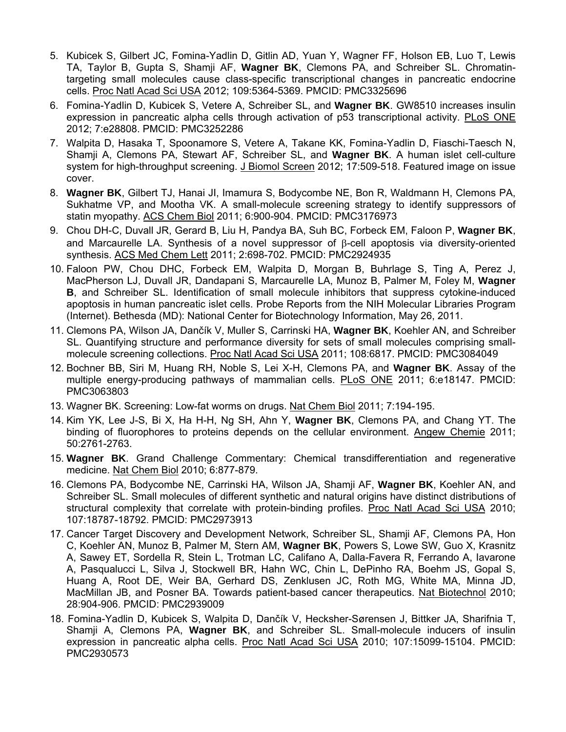5. Kubicek S, Gilbert JC, Fomina-Yadlin D, Gitlin AD, Yuan Y, Wagner FF, Holson EB, Luo T, Lewis TA, Taylor B, Gupta S, Shamji AF, **Wagner BK**, Clemons PA, and Schreiber SL. Chromatin-targeting small molecules cause class-specific transcriptional changes in pancreatic endocrine cells. Proc Natl Acad Sci USA 2012; 109:5364-5369. PMCID: PMC3325696
6. Fomina-Yadlin D, Kubicek S, Vetere A, Schreiber SL, and **Wagner BK**. GW8510 increases insulin expression in pancreatic alpha cells through activation of p53 transcriptional activity. PLoS ONE 2012; 7:e28808. PMCID: PMC3252286
7. Walpita D, Hasaka T, Spoonamore S, Vetere A, Takane KK, Fomina-Yadlin D, Fiaschi-Taesch N, Shamji A, Clemons PA, Stewart AF, Schreiber SL, and **Wagner BK**. A human islet cell-culture system for high-throughput screening. J Biomol Screen 2012; 17:509-518. Featured image on issue cover.
8. **Wagner BK**, Gilbert TJ, Hanai JI, Imamura S, Bodycombe NE, Bon R, Waldmann H, Clemons PA, Sukhatme VP, and Mootha VK. A small-molecule screening strategy to identify suppressors of statin myopathy. ACS Chem Biol 2011; 6:900-904. PMCID: PMC3176973
9. Chou DH-C, Duvall JR, Gerard B, Liu H, Pandya BA, Suh BC, Forbeck EM, Faloon P, **Wagner BK**, and Marcaurelle LA. Synthesis of a novel suppressor of β-cell apoptosis via diversity-oriented synthesis. ACS Med Chem Lett 2011; 2:698-702. PMCID: PMC2924935
10. Faloon PW, Chou DHC, Forbeck EM, Walpita D, Morgan B, Buhrlage S, Ting A, Perez J, MacPherson LJ, Duvall JR, Dandapani S, Marcaurelle LA, Munoz B, Palmer M, Foley M, **Wagner B**, and Schreiber SL. Identification of small molecule inhibitors that suppress cytokine-induced apoptosis in human pancreatic islet cells. Probe Reports from the NIH Molecular Libraries Program (Internet). Bethesda (MD): National Center for Biotechnology Information, May 26, 2011.
11. Clemons PA, Wilson JA, Dančík V, Muller S, Carrinski HA, **Wagner BK**, Koehler AN, and Schreiber SL. Quantifying structure and performance diversity for sets of small molecules comprising small-molecule screening collections. Proc Natl Acad Sci USA 2011; 108:6817. PMCID: PMC3084049
12. Bochner BB, Siri M, Huang RH, Noble S, Lei X-H, Clemons PA, and **Wagner BK**. Assay of the multiple energy-producing pathways of mammalian cells. PLoS ONE 2011; 6:e18147. PMCID: PMC3063803
13. Wagner BK. Screening: Low-fat worms on drugs. Nat Chem Biol 2011; 7:194-195.
14. Kim YK, Lee J-S, Bi X, Ha H-H, Ng SH, Ahn Y, **Wagner BK**, Clemons PA, and Chang YT. The binding of fluorophores to proteins depends on the cellular environment. Angew Chemie 2011; 50:2761-2763.
15. **Wagner BK**. Grand Challenge Commentary: Chemical transdifferentiation and regenerative medicine. Nat Chem Biol 2010; 6:877-879.
16. Clemons PA, Bodycombe NE, Carrinski HA, Wilson JA, Shamji AF, **Wagner BK**, Koehler AN, and Schreiber SL. Small molecules of different synthetic and natural origins have distinct distributions of structural complexity that correlate with protein-binding profiles. Proc Natl Acad Sci USA 2010; 107:18787-18792. PMCID: PMC2973913
17. Cancer Target Discovery and Development Network, Schreiber SL, Shamji AF, Clemons PA, Hon C, Koehler AN, Munoz B, Palmer M, Stern AM, **Wagner BK**, Powers S, Lowe SW, Guo X, Krasnitz A, Sawey ET, Sordella R, Stein L, Trotman LC, Califano A, Dalla-Favera R, Ferrando A, Iavarone A, Pasqualucci L, Silva J, Stockwell BR, Hahn WC, Chin L, DePinho RA, Boehm JS, Gopal S, Huang A, Root DE, Weir BA, Gerhard DS, Zenklusen JC, Roth MG, White MA, Minna JD, MacMillan JB, and Posner BA. Towards patient-based cancer therapeutics. Nat Biotechnol 2010; 28:904-906. PMCID: PMC2939009
18. Fomina-Yadlin D, Kubicek S, Walpita D, Dančík V, Hecksher-Sørensen J, Bittker JA, Sharifnia T, Shamji A, Clemons PA, **Wagner BK**, and Schreiber SL. Small-molecule inducers of insulin expression in pancreatic alpha cells. Proc Natl Acad Sci USA 2010; 107:15099-15104. PMCID: PMC2930573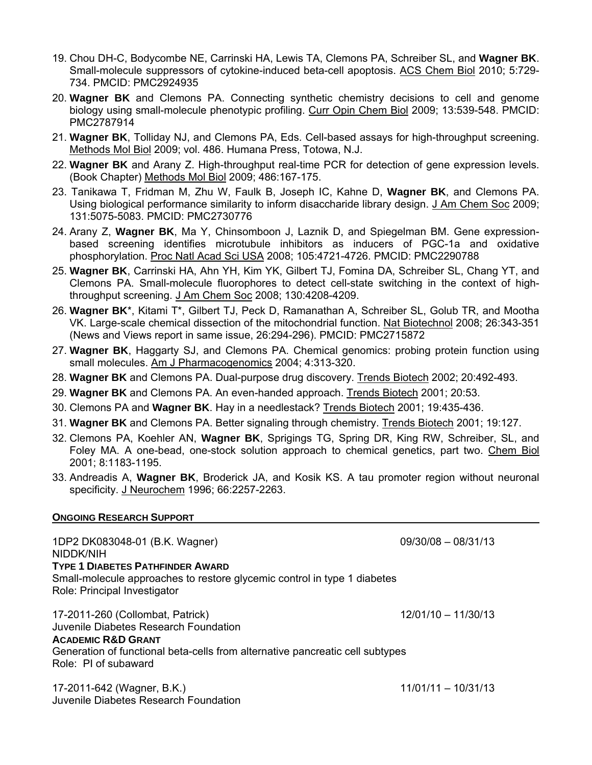19. Chou DH-C, Bodycombe NE, Carrinski HA, Lewis TA, Clemons PA, Schreiber SL, and **Wagner BK**. Small-molecule suppressors of cytokine-induced beta-cell apoptosis. ACS Chem Biol 2010; 5:729-734. PMCID: PMC2924935
20. **Wagner BK** and Clemons PA. Connecting synthetic chemistry decisions to cell and genome biology using small-molecule phenotypic profiling. Curr Opin Chem Biol 2009; 13:539-548. PMCID: PMC2787914
21. **Wagner BK**, Tolliday NJ, and Clemons PA, Eds. Cell-based assays for high-throughput screening. Methods Mol Biol 2009; vol. 486. Humana Press, Totowa, N.J.
22. **Wagner BK** and Arany Z. High-throughput real-time PCR for detection of gene expression levels. (Book Chapter) Methods Mol Biol 2009; 486:167-175.
23. Tanikawa T, Fridman M, Zhu W, Faulk B, Joseph IC, Kahne D, **Wagner BK**, and Clemons PA. Using biological performance similarity to inform disaccharide library design. J Am Chem Soc 2009; 131:5075-5083. PMCID: PMC2730776
24. Arany Z, **Wagner BK**, Ma Y, Chinsomboon J, Laznik D, and Spiegelman BM. Gene expression-based screening identifies microtubule inhibitors as inducers of PGC-1a and oxidative phosphorylation. Proc Natl Acad Sci USA 2008; 105:4721-4726. PMCID: PMC2290788
25. **Wagner BK**, Carrinski HA, Ahn YH, Kim YK, Gilbert TJ, Fomina DA, Schreiber SL, Chang YT, and Clemons PA. Small-molecule fluorophores to detect cell-state switching in the context of high-throughput screening. J Am Chem Soc 2008; 130:4208-4209.
26. **Wagner BK***, Kitami T*, Gilbert TJ, Peck D, Ramanathan A, Schreiber SL, Golub TR, and Mootha VK. Large-scale chemical dissection of the mitochondrial function. Nat Biotechnol 2008; 26:343-351 (News and Views report in same issue, 26:294-296). PMCID: PMC2715872
27. **Wagner BK**, Haggarty SJ, and Clemons PA. Chemical genomics: probing protein function using small molecules. Am J Pharmacogenomics 2004; 4:313-320.
28. **Wagner BK** and Clemons PA. Dual-purpose drug discovery. Trends Biotech 2002; 20:492-493.
29. **Wagner BK** and Clemons PA. An even-handed approach. Trends Biotech 2001; 20:53.
30. Clemons PA and **Wagner BK**. Hay in a needlestack? Trends Biotech 2001; 19:435-436.
31. **Wagner BK** and Clemons PA. Better signaling through chemistry. Trends Biotech 2001; 19:127.
32. Clemons PA, Koehler AN, **Wagner BK**, Sprigings TG, Spring DR, King RW, Schreiber, SL, and Foley MA. A one-bead, one-stock solution approach to chemical genetics, part two. Chem Biol 2001; 8:1183-1195.
33. Andreadis A, **Wagner BK**, Broderick JA, and Kosik KS. A tau promoter region without neuronal specificity. J Neurochem 1996; 66:2257-2263.

## ONGOING RESEARCH SUPPORT

1DP2 DK083048-01 (B.K. Wagner) 09/30/08 – 08/31/13
NIDDK/NIH
**TYPE 1 DIABETES PATHFINDER AWARD**
Small-molecule approaches to restore glycemic control in type 1 diabetes
Role: Principal Investigator

17-2011-260 (Collombat, Patrick) 12/01/10 – 11/30/13
Juvenile Diabetes Research Foundation
**ACADEMIC R&D GRANT**
Generation of functional beta-cells from alternative pancreatic cell subtypes
Role: PI of subaward

17-2011-642 (Wagner, B.K.) 11/01/11 – 10/31/13
Juvenile Diabetes Research Foundation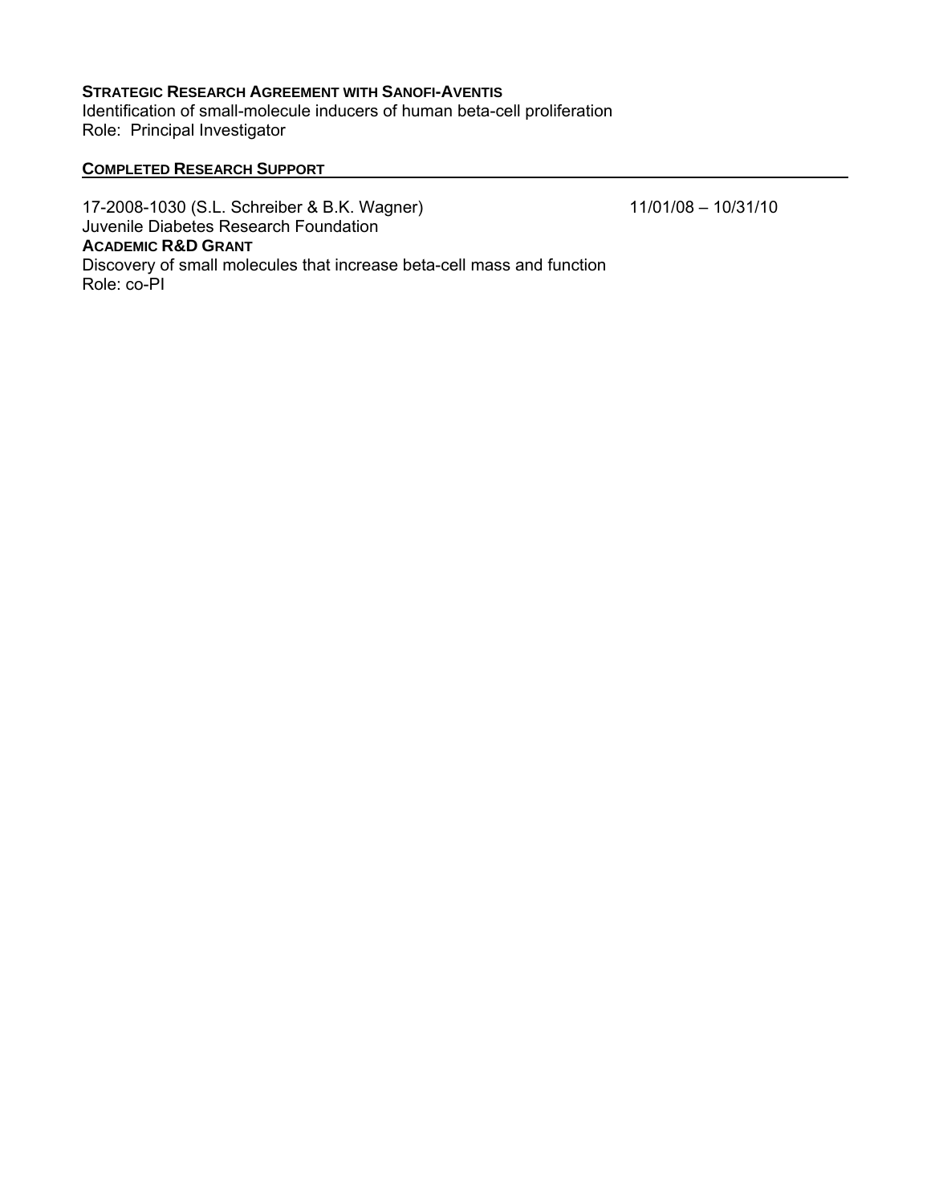**STRATEGIC RESEARCH AGREEMENT WITH SANOFI-AVENTIS**
Identification of small-molecule inducers of human beta-cell proliferation
Role: Principal Investigator

## COMPLETED RESEARCH SUPPORT

17-2008-1030 (S.L. Schreiber & B.K. Wagner) 11/01/08 – 10/31/10
Juvenile Diabetes Research Foundation
**ACADEMIC R&D GRANT**
Discovery of small molecules that increase beta-cell mass and function
Role: co-PI